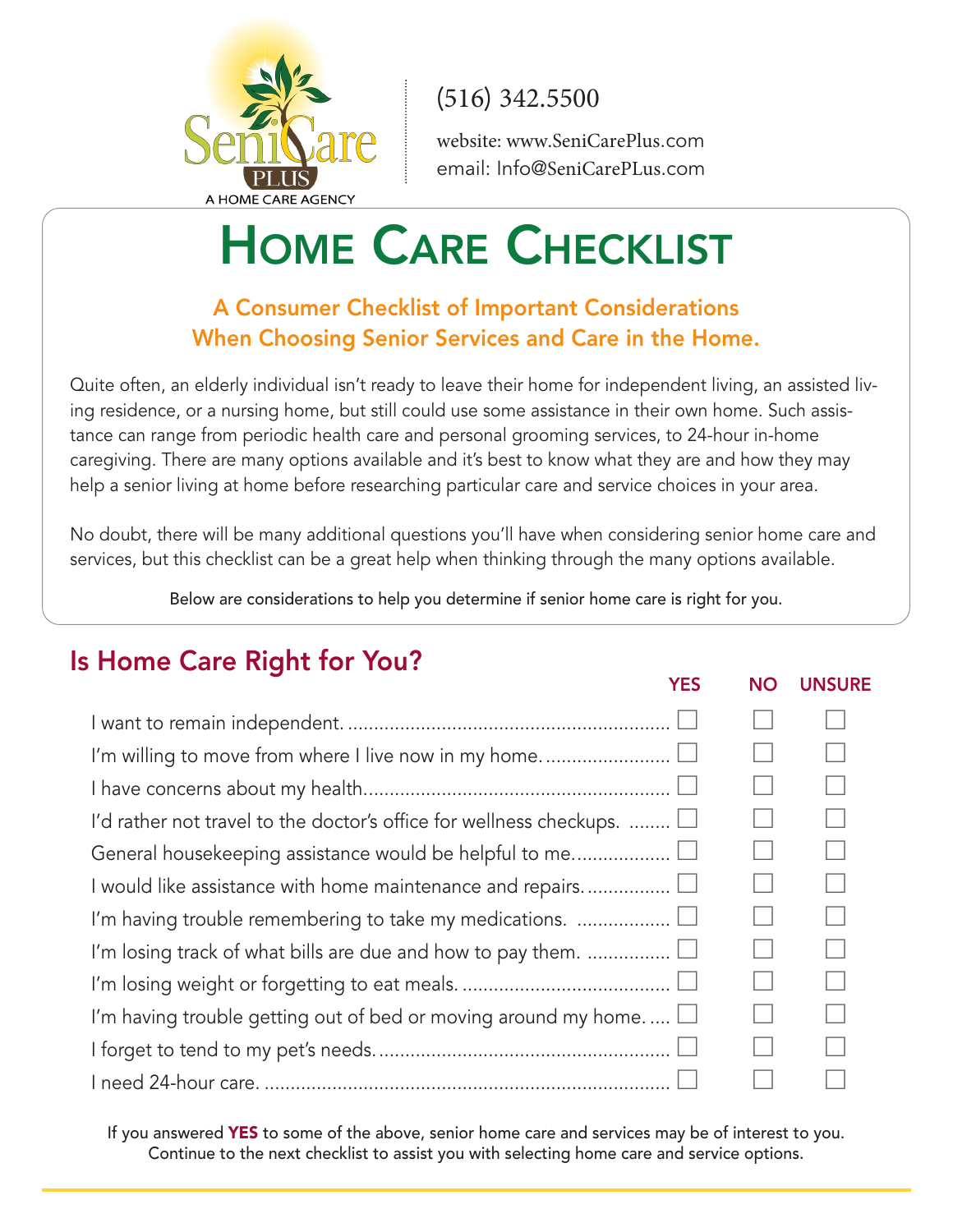SeniCare PLUS
A HOME CARE AGENCY

(516) 342.5500

website: www.SeniCarePlus.com
email: Info@SeniCarePLus.com

# Home Care Checklist

## A Consumer Checklist of Important Considerations When Choosing Senior Services and Care in the Home.

Quite often, an elderly individual isn't ready to leave their home for independent living, an assisted living residence, or a nursing home, but still could use some assistance in their own home. Such assistance can range from periodic health care and personal grooming services, to 24-hour in-home caregiving. There are many options available and it's best to know what they are and how they may help a senior living at home before researching particular care and service choices in your area.

No doubt, there will be many additional questions you'll have when considering senior home care and services, but this checklist can be a great help when thinking through the many options available.

Below are considerations to help you determine if senior home care is right for you.

## Is Home Care Right for You?

| | YES | NO | UNSURE |
|---|---|---|---|
| I want to remain independent. | ☐ | ☐ | ☐ |
| I'm willing to move from where I live now in my home. | ☐ | ☐ | ☐ |
| I have concerns about my health. | ☐ | ☐ | ☐ |
| I'd rather not travel to the doctor's office for wellness checkups. | ☐ | ☐ | ☐ |
| General housekeeping assistance would be helpful to me. | ☐ | ☐ | ☐ |
| I would like assistance with home maintenance and repairs. | ☐ | ☐ | ☐ |
| I'm having trouble remembering to take my medications. | ☐ | ☐ | ☐ |
| I'm losing track of what bills are due and how to pay them. | ☐ | ☐ | ☐ |
| I'm losing weight or forgetting to eat meals. | ☐ | ☐ | ☐ |
| I'm having trouble getting out of bed or moving around my home. | ☐ | ☐ | ☐ |
| I forget to tend to my pet's needs. | ☐ | ☐ | ☐ |
| I need 24-hour care. | ☐ | ☐ | ☐ |

If you answered **YES** to some of the above, senior home care and services may be of interest to you. Continue to the next checklist to assist you with selecting home care and service options.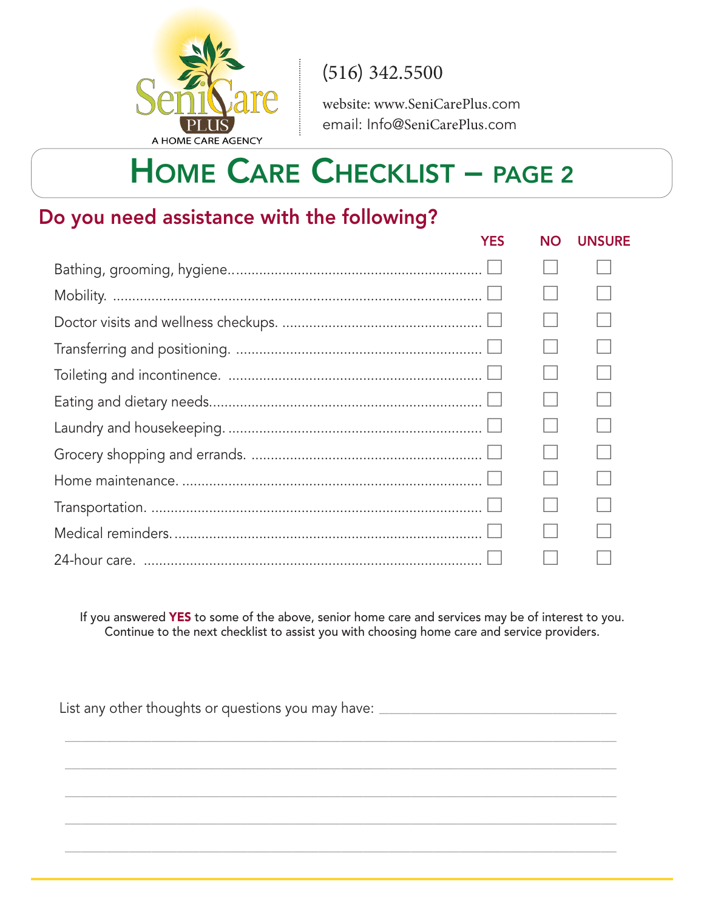(516) 342.5500

website: www.SeniCarePlus.com
email: Info@SeniCarePlus.com

# Home Care Checklist – PAGE 2

## Do you need assistance with the following?

| | YES | NO | UNSURE |
|---|---|---|---|
| Bathing, grooming, hygiene. | ☐ | ☐ | ☐ |
| Mobility. | ☐ | ☐ | ☐ |
| Doctor visits and wellness checkups. | ☐ | ☐ | ☐ |
| Transferring and positioning. | ☐ | ☐ | ☐ |
| Toileting and incontinence. | ☐ | ☐ | ☐ |
| Eating and dietary needs. | ☐ | ☐ | ☐ |
| Laundry and housekeeping. | ☐ | ☐ | ☐ |
| Grocery shopping and errands. | ☐ | ☐ | ☐ |
| Home maintenance. | ☐ | ☐ | ☐ |
| Transportation. | ☐ | ☐ | ☐ |
| Medical reminders. | ☐ | ☐ | ☐ |
| 24-hour care. | ☐ | ☐ | ☐ |

If you answered **YES** to some of the above, senior home care and services may be of interest to you. Continue to the next checklist to assist you with choosing home care and service providers.

List any other thoughts or questions you may have: ______________________________

______________________________________________________________________

______________________________________________________________________

______________________________________________________________________

______________________________________________________________________

______________________________________________________________________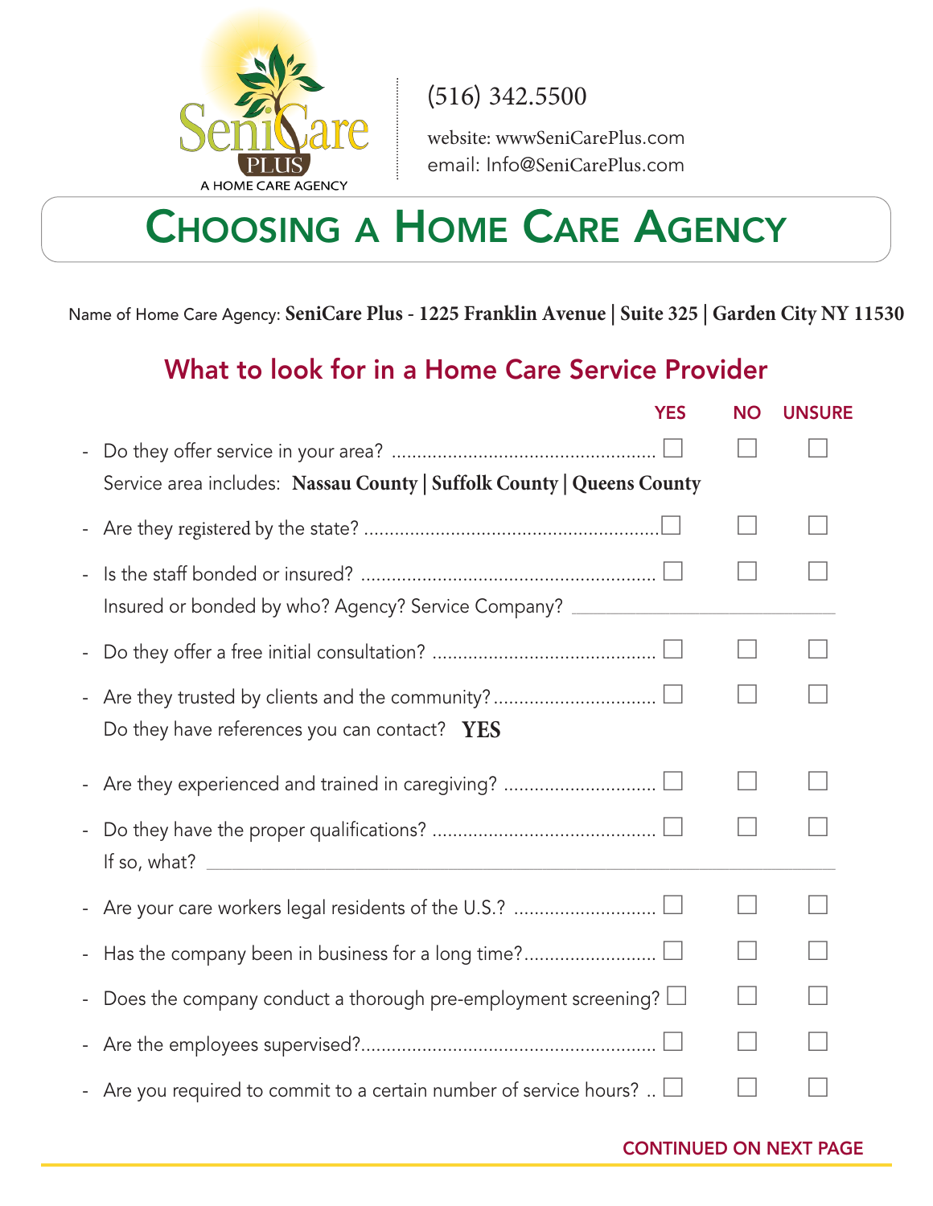SeniCare PLUS
A HOME CARE AGENCY

(516) 342.5500

website: wwwSeniCarePlus.com
email: Info@SeniCarePlus.com

# Choosing a Home Care Agency

Name of Home Care Agency: **SeniCare Plus - 1225 Franklin Avenue | Suite 325 | Garden City NY 11530**

## What to look for in a Home Care Service Provider

| | YES | NO | UNSURE |
|---|---|---|---|
| - Do they offer service in your area? | ☐ | ☐ | ☐ |
| Service area includes: **Nassau County \| Suffolk County \| Queens County** | | | |
| - Are they registered by the state? | ☐ | ☐ | ☐ |
| - Is the staff bonded or insured? | ☐ | ☐ | ☐ |
| Insured or bonded by who? Agency? Service Company? ________________ | | | |
| - Do they offer a free initial consultation? | ☐ | ☐ | ☐ |
| - Are they trusted by clients and the community? | ☐ | ☐ | ☐ |
| Do they have references you can contact? **YES** | | | |
| - Are they experienced and trained in caregiving? | ☐ | ☐ | ☐ |
| - Do they have the proper qualifications? | ☐ | ☐ | ☐ |
| If so, what? ________________ | | | |
| - Are your care workers legal residents of the U.S.? | ☐ | ☐ | ☐ |
| - Has the company been in business for a long time? | ☐ | ☐ | ☐ |
| - Does the company conduct a thorough pre-employment screening? | ☐ | ☐ | ☐ |
| - Are the employees supervised? | ☐ | ☐ | ☐ |
| - Are you required to commit to a certain number of service hours? | ☐ | ☐ | ☐ |

CONTINUED ON NEXT PAGE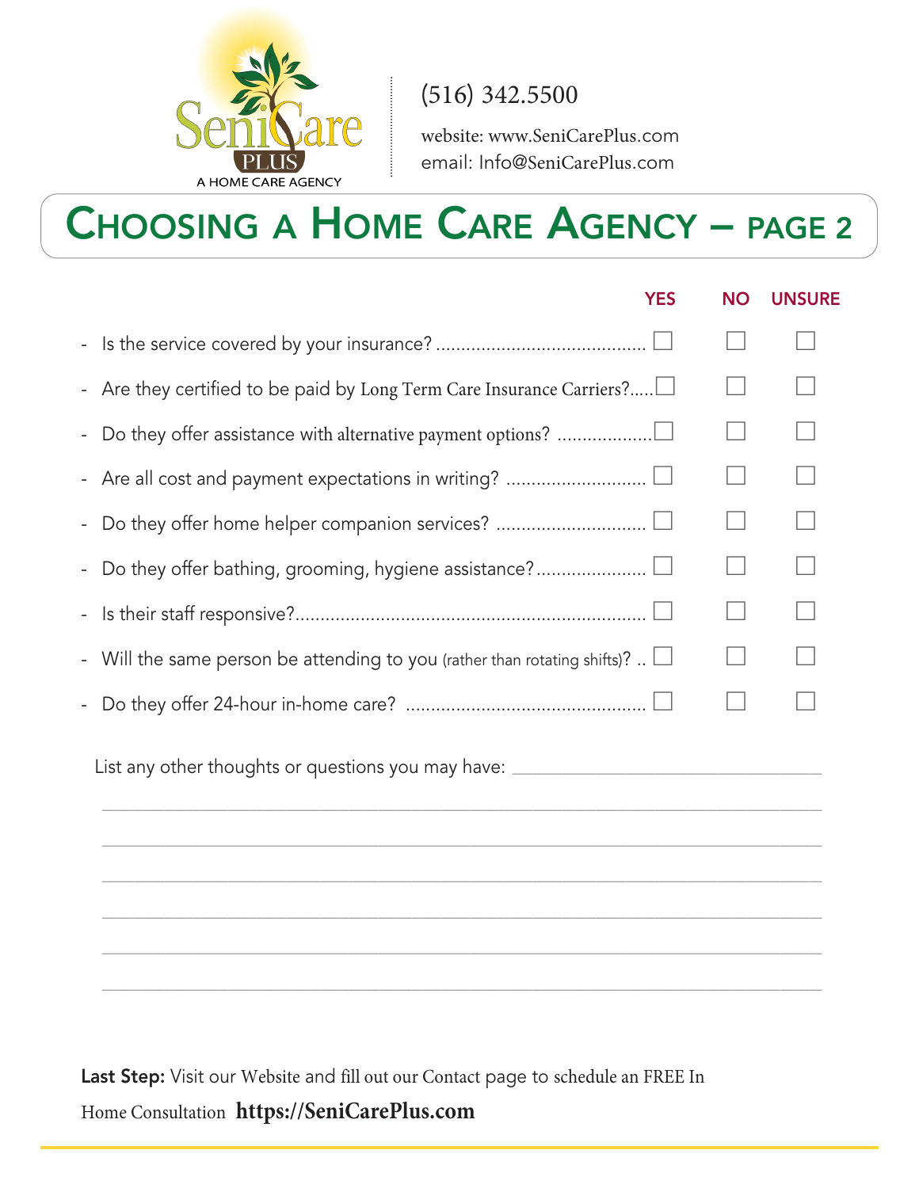SeniCare PLUS
A HOME CARE AGENCY

(516) 342.5500

website: www.SeniCarePlus.com
email: Info@SeniCarePlus.com

# CHOOSING A HOME CARE AGENCY – PAGE 2

| | YES | NO | UNSURE |
|---|---|---|---|
| - Is the service covered by your insurance? | ☐ | ☐ | ☐ |
| - Are they certified to be paid by Long Term Care Insurance Carriers? | ☐ | ☐ | ☐ |
| - Do they offer assistance with alternative payment options? | ☐ | ☐ | ☐ |
| - Are all cost and payment expectations in writing? | ☐ | ☐ | ☐ |
| - Do they offer home helper companion services? | ☐ | ☐ | ☐ |
| - Do they offer bathing, grooming, hygiene assistance? | ☐ | ☐ | ☐ |
| - Is their staff responsive? | ☐ | ☐ | ☐ |
| - Will the same person be attending to you (rather than rotating shifts)? | ☐ | ☐ | ☐ |
| - Do they offer 24-hour in-home care? | ☐ | ☐ | ☐ |

List any other thoughts or questions you may have: ______________________________

______________________________________________________________________

______________________________________________________________________

______________________________________________________________________

______________________________________________________________________

______________________________________________________________________

______________________________________________________________________

**Last Step:** Visit our Website and fill out our Contact page to schedule an FREE In Home Consultation **https://SeniCarePlus.com**